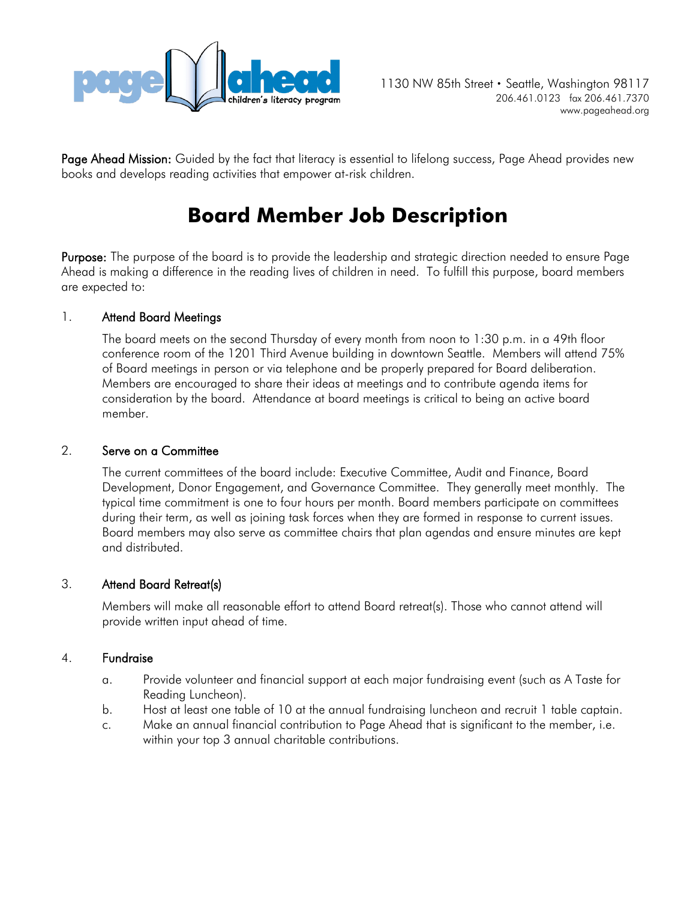page ahead children's literacy program

1130 NW 85th Street • Seattle, Washington 98117
206.461.0123 fax 206.461.7370
www.pageahead.org

**Page Ahead Mission:** Guided by the fact that literacy is essential to lifelong success, Page Ahead provides new books and develops reading activities that empower at-risk children.

# Board Member Job Description

**Purpose:** The purpose of the board is to provide the leadership and strategic direction needed to ensure Page Ahead is making a difference in the reading lives of children in need. To fulfill this purpose, board members are expected to:

1. **Attend Board Meetings**

   The board meets on the second Thursday of every month from noon to 1:30 p.m. in a 49th floor conference room of the 1201 Third Avenue building in downtown Seattle. Members will attend 75% of Board meetings in person or via telephone and be properly prepared for Board deliberation. Members are encouraged to share their ideas at meetings and to contribute agenda items for consideration by the board. Attendance at board meetings is critical to being an active board member.

2. **Serve on a Committee**

   The current committees of the board include: Executive Committee, Audit and Finance, Board Development, Donor Engagement, and Governance Committee. They generally meet monthly. The typical time commitment is one to four hours per month. Board members participate on committees during their term, as well as joining task forces when they are formed in response to current issues. Board members may also serve as committee chairs that plan agendas and ensure minutes are kept and distributed.

3. **Attend Board Retreat(s)**

   Members will make all reasonable effort to attend Board retreat(s). Those who cannot attend will provide written input ahead of time.

4. **Fundraise**

   a. Provide volunteer and financial support at each major fundraising event (such as A Taste for Reading Luncheon).
   b. Host at least one table of 10 at the annual fundraising luncheon and recruit 1 table captain.
   c. Make an annual financial contribution to Page Ahead that is significant to the member, i.e. within your top 3 annual charitable contributions.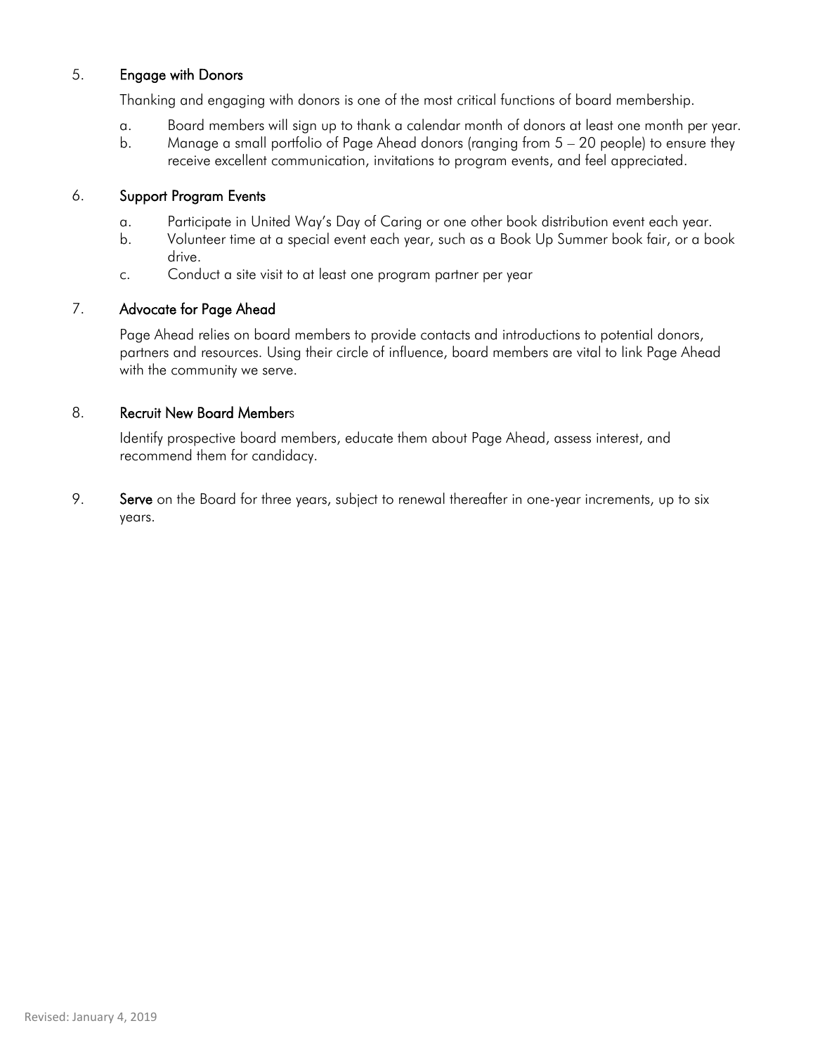5. **Engage with Donors**

   Thanking and engaging with donors is one of the most critical functions of board membership.

   a. Board members will sign up to thank a calendar month of donors at least one month per year.
   b. Manage a small portfolio of Page Ahead donors (ranging from 5 – 20 people) to ensure they receive excellent communication, invitations to program events, and feel appreciated.

6. **Support Program Events**

   a. Participate in United Way's Day of Caring or one other book distribution event each year.
   b. Volunteer time at a special event each year, such as a Book Up Summer book fair, or a book drive.
   c. Conduct a site visit to at least one program partner per year

7. **Advocate for Page Ahead**

   Page Ahead relies on board members to provide contacts and introductions to potential donors, partners and resources. Using their circle of influence, board members are vital to link Page Ahead with the community we serve.

8. **Recruit New Board Members**

   Identify prospective board members, educate them about Page Ahead, assess interest, and recommend them for candidacy.

9. **Serve** on the Board for three years, subject to renewal thereafter in one-year increments, up to six years.

Revised: January 4, 2019